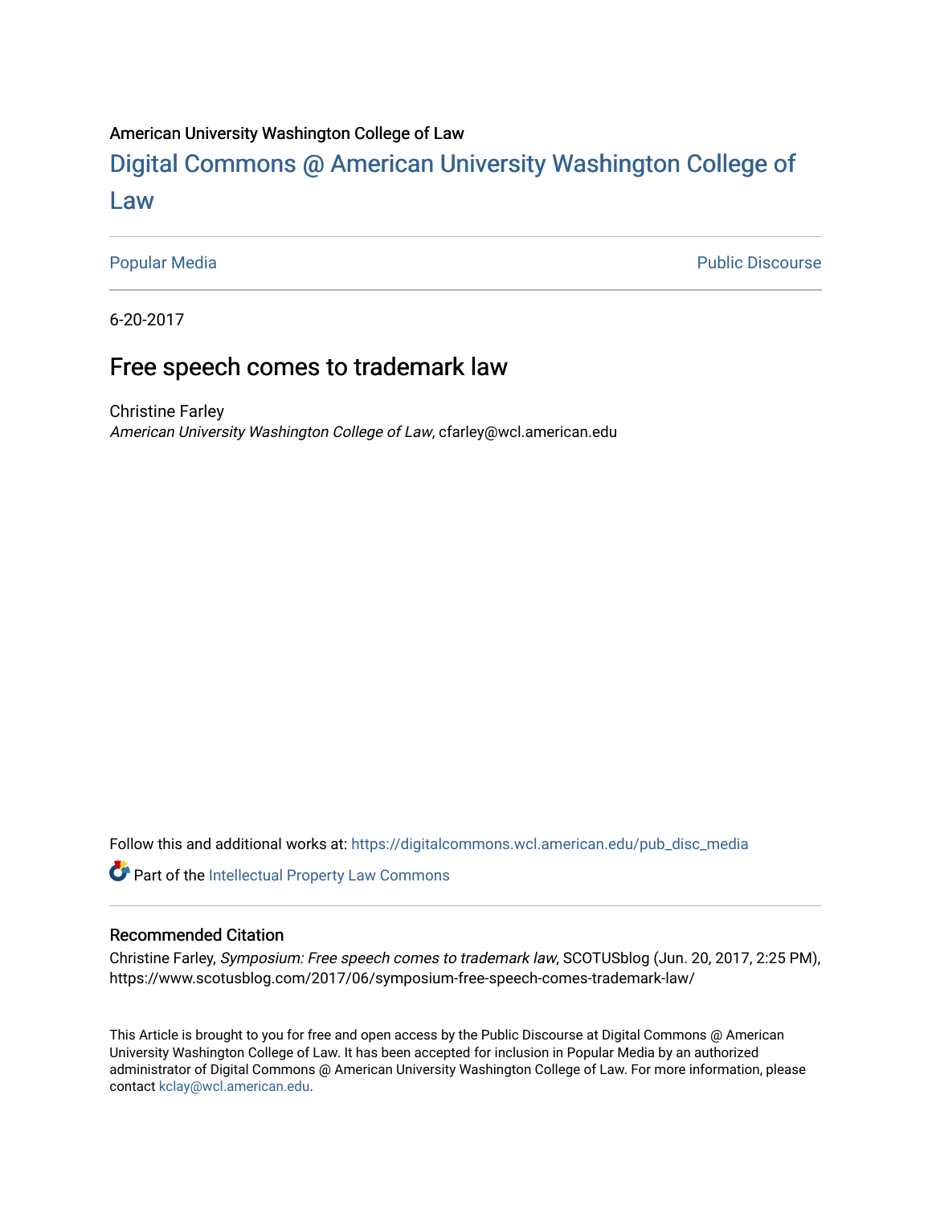American University Washington College of Law

# Digital Commons @ American University Washington College of Law

Popular Media | Public Discourse

6-20-2017

## Free speech comes to trademark law

Christine Farley
*American University Washington College of Law*, cfarley@wcl.american.edu

Follow this and additional works at: https://digitalcommons.wcl.american.edu/pub_disc_media

Part of the Intellectual Property Law Commons

### Recommended Citation

Christine Farley, *Symposium: Free speech comes to trademark law*, SCOTUSblog (Jun. 20, 2017, 2:25 PM), https://www.scotusblog.com/2017/06/symposium-free-speech-comes-trademark-law/

This Article is brought to you for free and open access by the Public Discourse at Digital Commons @ American University Washington College of Law. It has been accepted for inclusion in Popular Media by an authorized administrator of Digital Commons @ American University Washington College of Law. For more information, please contact kclay@wcl.american.edu.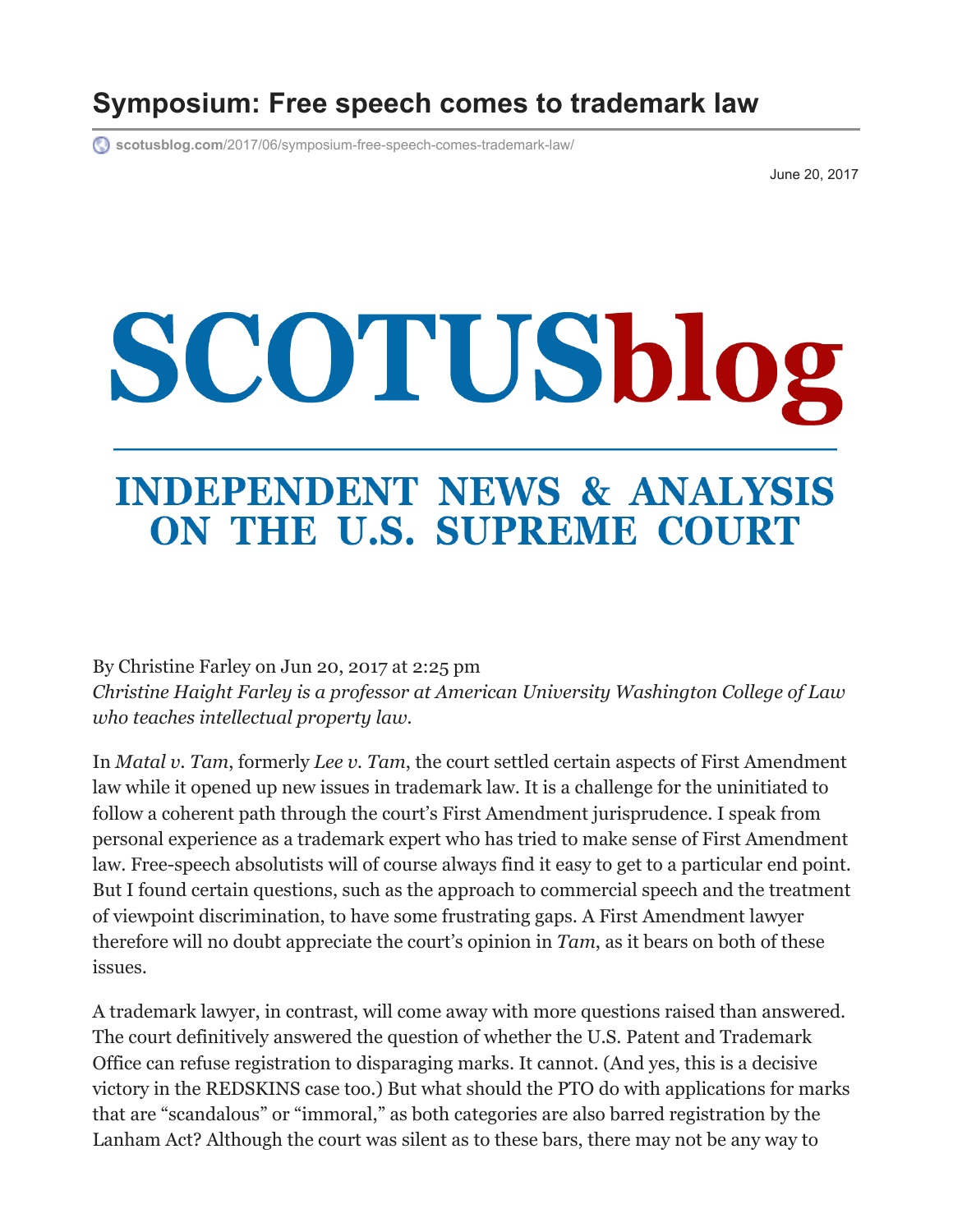# Symposium: Free speech comes to trademark law

scotusblog.com/2017/06/symposium-free-speech-comes-trademark-law/

June 20, 2017

SCOTUSblog

INDEPENDENT NEWS & ANALYSIS ON THE U.S. SUPREME COURT

By Christine Farley on Jun 20, 2017 at 2:25 pm

*Christine Haight Farley is a professor at American University Washington College of Law who teaches intellectual property law.*

In *Matal v. Tam*, formerly *Lee v. Tam*, the court settled certain aspects of First Amendment law while it opened up new issues in trademark law. It is a challenge for the uninitiated to follow a coherent path through the court's First Amendment jurisprudence. I speak from personal experience as a trademark expert who has tried to make sense of First Amendment law. Free-speech absolutists will of course always find it easy to get to a particular end point. But I found certain questions, such as the approach to commercial speech and the treatment of viewpoint discrimination, to have some frustrating gaps. A First Amendment lawyer therefore will no doubt appreciate the court's opinion in *Tam*, as it bears on both of these issues.

A trademark lawyer, in contrast, will come away with more questions raised than answered. The court definitively answered the question of whether the U.S. Patent and Trademark Office can refuse registration to disparaging marks. It cannot. (And yes, this is a decisive victory in the REDSKINS case too.) But what should the PTO do with applications for marks that are "scandalous" or "immoral," as both categories are also barred registration by the Lanham Act? Although the court was silent as to these bars, there may not be any way to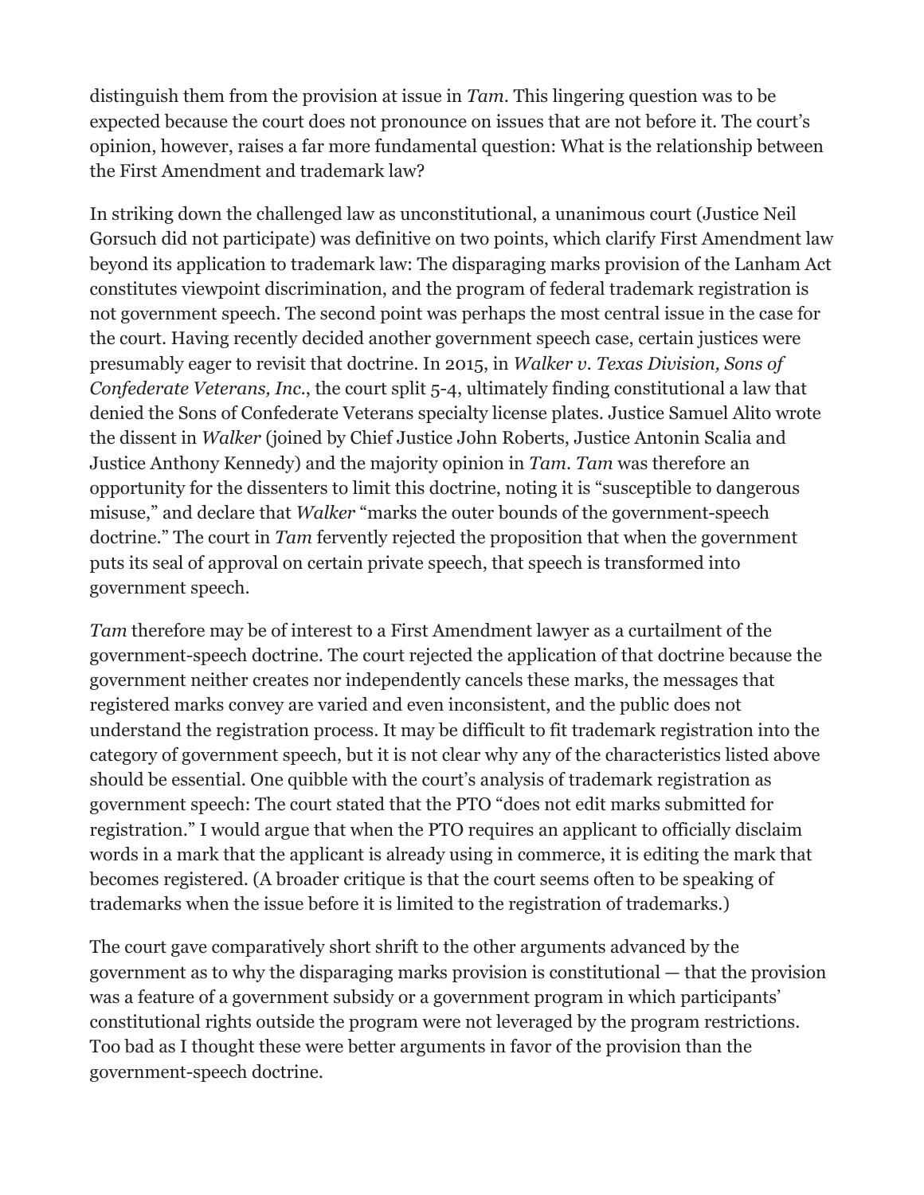distinguish them from the provision at issue in *Tam*. This lingering question was to be expected because the court does not pronounce on issues that are not before it. The court's opinion, however, raises a far more fundamental question: What is the relationship between the First Amendment and trademark law?

In striking down the challenged law as unconstitutional, a unanimous court (Justice Neil Gorsuch did not participate) was definitive on two points, which clarify First Amendment law beyond its application to trademark law: The disparaging marks provision of the Lanham Act constitutes viewpoint discrimination, and the program of federal trademark registration is not government speech. The second point was perhaps the most central issue in the case for the court. Having recently decided another government speech case, certain justices were presumably eager to revisit that doctrine. In 2015, in *Walker v. Texas Division, Sons of Confederate Veterans, Inc.*, the court split 5-4, ultimately finding constitutional a law that denied the Sons of Confederate Veterans specialty license plates. Justice Samuel Alito wrote the dissent in *Walker* (joined by Chief Justice John Roberts, Justice Antonin Scalia and Justice Anthony Kennedy) and the majority opinion in *Tam*. *Tam* was therefore an opportunity for the dissenters to limit this doctrine, noting it is "susceptible to dangerous misuse," and declare that *Walker* "marks the outer bounds of the government-speech doctrine." The court in *Tam* fervently rejected the proposition that when the government puts its seal of approval on certain private speech, that speech is transformed into government speech.

*Tam* therefore may be of interest to a First Amendment lawyer as a curtailment of the government-speech doctrine. The court rejected the application of that doctrine because the government neither creates nor independently cancels these marks, the messages that registered marks convey are varied and even inconsistent, and the public does not understand the registration process. It may be difficult to fit trademark registration into the category of government speech, but it is not clear why any of the characteristics listed above should be essential. One quibble with the court's analysis of trademark registration as government speech: The court stated that the PTO "does not edit marks submitted for registration." I would argue that when the PTO requires an applicant to officially disclaim words in a mark that the applicant is already using in commerce, it is editing the mark that becomes registered. (A broader critique is that the court seems often to be speaking of trademarks when the issue before it is limited to the registration of trademarks.)

The court gave comparatively short shrift to the other arguments advanced by the government as to why the disparaging marks provision is constitutional — that the provision was a feature of a government subsidy or a government program in which participants' constitutional rights outside the program were not leveraged by the program restrictions. Too bad as I thought these were better arguments in favor of the provision than the government-speech doctrine.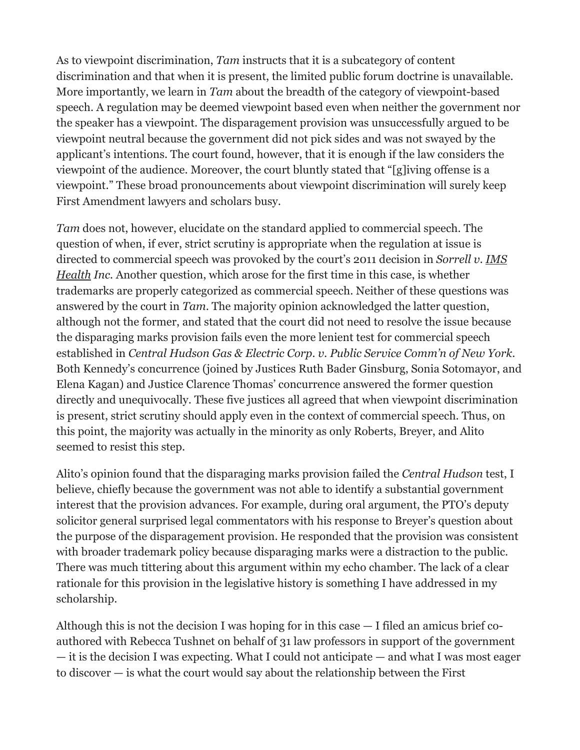As to viewpoint discrimination, *Tam* instructs that it is a subcategory of content discrimination and that when it is present, the limited public forum doctrine is unavailable. More importantly, we learn in *Tam* about the breadth of the category of viewpoint-based speech. A regulation may be deemed viewpoint based even when neither the government nor the speaker has a viewpoint. The disparagement provision was unsuccessfully argued to be viewpoint neutral because the government did not pick sides and was not swayed by the applicant's intentions. The court found, however, that it is enough if the law considers the viewpoint of the audience. Moreover, the court bluntly stated that "[g]iving offense is a viewpoint." These broad pronouncements about viewpoint discrimination will surely keep First Amendment lawyers and scholars busy.

*Tam* does not, however, elucidate on the standard applied to commercial speech. The question of when, if ever, strict scrutiny is appropriate when the regulation at issue is directed to commercial speech was provoked by the court's 2011 decision in *Sorrell v. IMS Health Inc.* Another question, which arose for the first time in this case, is whether trademarks are properly categorized as commercial speech. Neither of these questions was answered by the court in *Tam*. The majority opinion acknowledged the latter question, although not the former, and stated that the court did not need to resolve the issue because the disparaging marks provision fails even the more lenient test for commercial speech established in *Central Hudson Gas & Electric Corp. v. Public Service Comm'n of New York*. Both Kennedy's concurrence (joined by Justices Ruth Bader Ginsburg, Sonia Sotomayor, and Elena Kagan) and Justice Clarence Thomas' concurrence answered the former question directly and unequivocally. These five justices all agreed that when viewpoint discrimination is present, strict scrutiny should apply even in the context of commercial speech. Thus, on this point, the majority was actually in the minority as only Roberts, Breyer, and Alito seemed to resist this step.

Alito's opinion found that the disparaging marks provision failed the *Central Hudson* test, I believe, chiefly because the government was not able to identify a substantial government interest that the provision advances. For example, during oral argument, the PTO's deputy solicitor general surprised legal commentators with his response to Breyer's question about the purpose of the disparagement provision. He responded that the provision was consistent with broader trademark policy because disparaging marks were a distraction to the public. There was much tittering about this argument within my echo chamber. The lack of a clear rationale for this provision in the legislative history is something I have addressed in my scholarship.

Although this is not the decision I was hoping for in this case — I filed an amicus brief co-authored with Rebecca Tushnet on behalf of 31 law professors in support of the government — it is the decision I was expecting. What I could not anticipate — and what I was most eager to discover — is what the court would say about the relationship between the First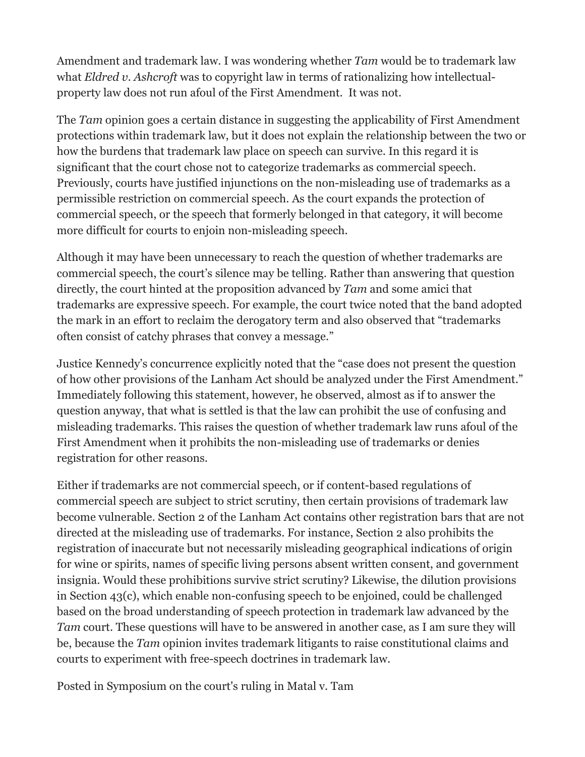Amendment and trademark law. I was wondering whether *Tam* would be to trademark law what *Eldred v. Ashcroft* was to copyright law in terms of rationalizing how intellectual-property law does not run afoul of the First Amendment. It was not.

The *Tam* opinion goes a certain distance in suggesting the applicability of First Amendment protections within trademark law, but it does not explain the relationship between the two or how the burdens that trademark law place on speech can survive. In this regard it is significant that the court chose not to categorize trademarks as commercial speech. Previously, courts have justified injunctions on the non-misleading use of trademarks as a permissible restriction on commercial speech. As the court expands the protection of commercial speech, or the speech that formerly belonged in that category, it will become more difficult for courts to enjoin non-misleading speech.

Although it may have been unnecessary to reach the question of whether trademarks are commercial speech, the court's silence may be telling. Rather than answering that question directly, the court hinted at the proposition advanced by *Tam* and some amici that trademarks are expressive speech. For example, the court twice noted that the band adopted the mark in an effort to reclaim the derogatory term and also observed that "trademarks often consist of catchy phrases that convey a message."

Justice Kennedy's concurrence explicitly noted that the "case does not present the question of how other provisions of the Lanham Act should be analyzed under the First Amendment." Immediately following this statement, however, he observed, almost as if to answer the question anyway, that what is settled is that the law can prohibit the use of confusing and misleading trademarks. This raises the question of whether trademark law runs afoul of the First Amendment when it prohibits the non-misleading use of trademarks or denies registration for other reasons.

Either if trademarks are not commercial speech, or if content-based regulations of commercial speech are subject to strict scrutiny, then certain provisions of trademark law become vulnerable. Section 2 of the Lanham Act contains other registration bars that are not directed at the misleading use of trademarks. For instance, Section 2 also prohibits the registration of inaccurate but not necessarily misleading geographical indications of origin for wine or spirits, names of specific living persons absent written consent, and government insignia. Would these prohibitions survive strict scrutiny? Likewise, the dilution provisions in Section 43(c), which enable non-confusing speech to be enjoined, could be challenged based on the broad understanding of speech protection in trademark law advanced by the *Tam* court. These questions will have to be answered in another case, as I am sure they will be, because the *Tam* opinion invites trademark litigants to raise constitutional claims and courts to experiment with free-speech doctrines in trademark law.

Posted in Symposium on the court's ruling in Matal v. Tam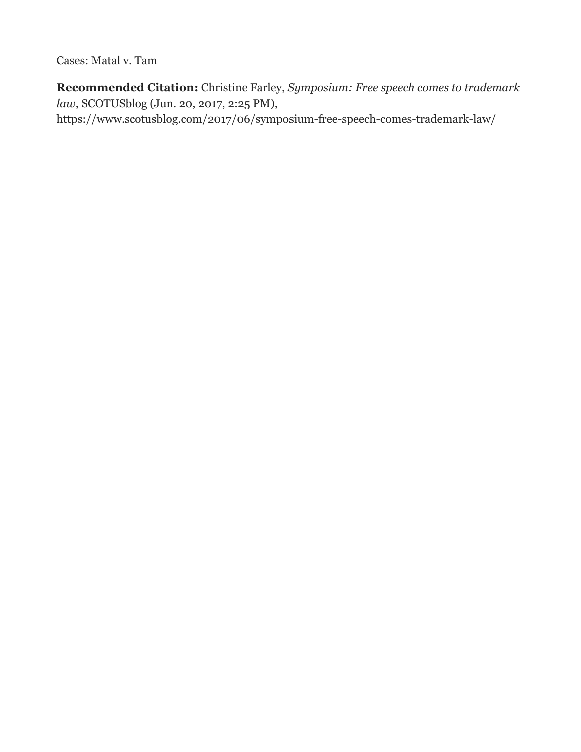Cases: Matal v. Tam

**Recommended Citation:** Christine Farley, *Symposium: Free speech comes to trademark law*, SCOTUSblog (Jun. 20, 2017, 2:25 PM), https://www.scotusblog.com/2017/06/symposium-free-speech-comes-trademark-law/